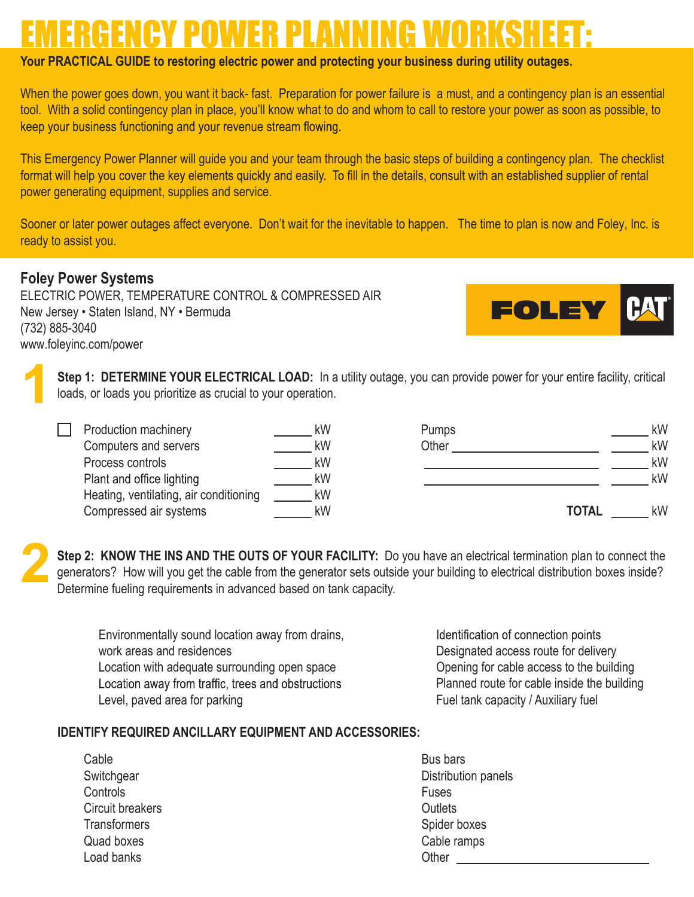# EMERGENCY POWER PLANNING WORKSHEET:

**Your PRACTICAL GUIDE to restoring electric power and protecting your business during utility outages.**

When the power goes down, you want it back- fast. Preparation for power failure is a must, and a contingency plan is an essential tool. With a solid contingency plan in place, you'll know what to do and whom to call to restore your power as soon as possible, to keep your business functioning and your revenue stream flowing.

This Emergency Power Planner will guide you and your team through the basic steps of building a contingency plan. The checklist format will help you cover the key elements quickly and easily. To fill in the details, consult with an established supplier of rental power generating equipment, supplies and service.

Sooner or later power outages affect everyone. Don't wait for the inevitable to happen. The time to plan is now and Foley, Inc. is ready to assist you.

**Foley Power Systems**
ELECTRIC POWER, TEMPERATURE CONTROL & COMPRESSED AIR
New Jersey • Staten Island, NY • Bermuda
(732) 885-3040
www.foleyinc.com/power

FOLEY CAT

## 1

**Step 1: DETERMINE YOUR ELECTRICAL LOAD:** In a utility outage, you can provide power for your entire facility, critical loads, or loads you prioritize as crucial to your operation.

- ☐ Production machinery ______ kW
- Computers and servers ______ kW
- Process controls ______ kW
- Plant and office lighting ______ kW
- Heating, ventilating, air conditioning ______ kW
- Compressed air systems ______ kW
- Pumps ______ kW
- Other ____________________ ______ kW
- ____________________ ______ kW
- ____________________ ______ kW

**TOTAL** ______ kW

## 2

**Step 2: KNOW THE INS AND THE OUTS OF YOUR FACILITY:** Do you have an electrical termination plan to connect the generators? How will you get the cable from the generator sets outside your building to electrical distribution boxes inside? Determine fueling requirements in advanced based on tank capacity.

- Environmentally sound location away from drains, work areas and residences
- Location with adequate surrounding open space
- Location away from traffic, trees and obstructions
- Level, paved area for parking
- Identification of connection points
- Designated access route for delivery
- Opening for cable access to the building
- Planned route for cable inside the building
- Fuel tank capacity / Auxiliary fuel

**IDENTIFY REQUIRED ANCILLARY EQUIPMENT AND ACCESSORIES:**

- Cable
- Switchgear
- Controls
- Circuit breakers
- Transformers
- Quad boxes
- Load banks
- Bus bars
- Distribution panels
- Fuses
- Outlets
- Spider boxes
- Cable ramps
- Other ____________________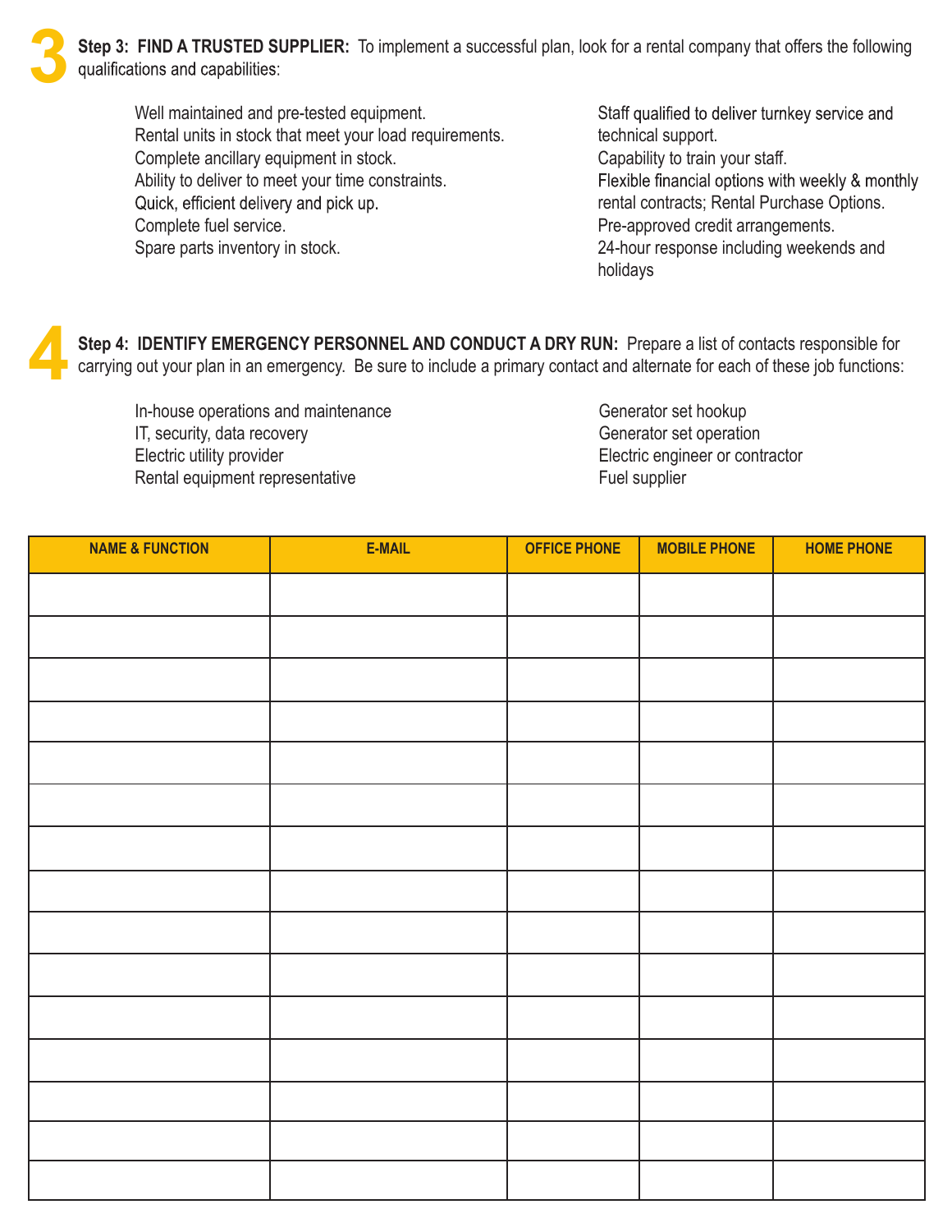## 3 Step 3: FIND A TRUSTED SUPPLIER:

To implement a successful plan, look for a rental company that offers the following qualifications and capabilities:

- Well maintained and pre-tested equipment.
- Rental units in stock that meet your load requirements.
- Complete ancillary equipment in stock.
- Ability to deliver to meet your time constraints.
- Quick, efficient delivery and pick up.
- Complete fuel service.
- Spare parts inventory in stock.
- Staff qualified to deliver turnkey service and technical support.
- Capability to train your staff.
- Flexible financial options with weekly & monthly rental contracts; Rental Purchase Options.
- Pre-approved credit arrangements.
- 24-hour response including weekends and holidays

## 4 Step 4: IDENTIFY EMERGENCY PERSONNEL AND CONDUCT A DRY RUN:

Prepare a list of contacts responsible for carrying out your plan in an emergency. Be sure to include a primary contact and alternate for each of these job functions:

- In-house operations and maintenance
- IT, security, data recovery
- Electric utility provider
- Rental equipment representative
- Generator set hookup
- Generator set operation
- Electric engineer or contractor
- Fuel supplier

| NAME & FUNCTION | E-MAIL | OFFICE PHONE | MOBILE PHONE | HOME PHONE |
|---|---|---|---|---|
| | | | | |
| | | | | |
| | | | | |
| | | | | |
| | | | | |
| | | | | |
| | | | | |
| | | | | |
| | | | | |
| | | | | |
| | | | | |
| | | | | |
| | | | | |
| | | | | |
| | | | | |